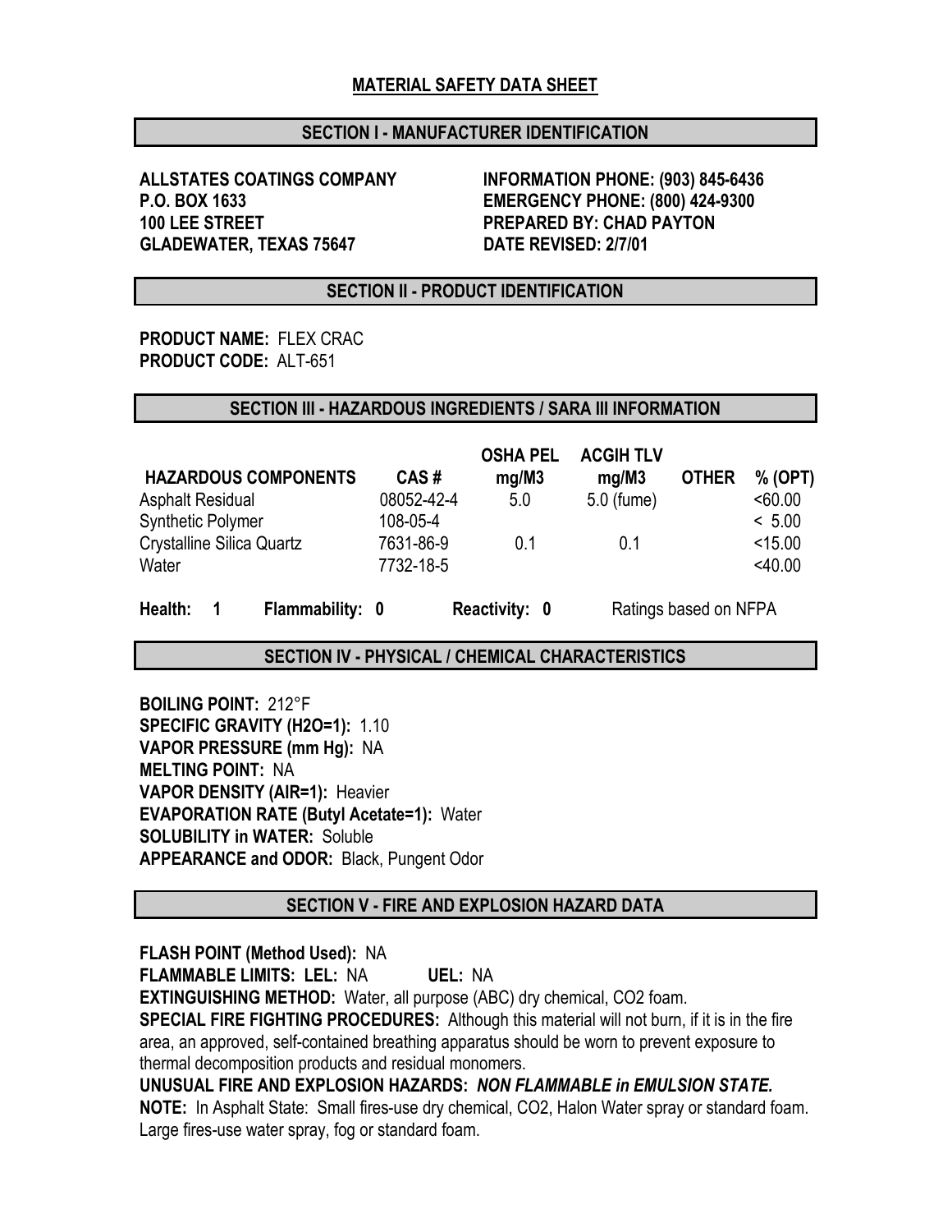# MATERIAL SAFETY DATA SHEET

## SECTION I - MANUFACTURER IDENTIFICATION

**ALLSTATES COATINGS COMPANY**
**P.O. BOX 1633**
**100 LEE STREET**
**GLADEWATER, TEXAS 75647**

**INFORMATION PHONE: (903) 845-6436**
**EMERGENCY PHONE: (800) 424-9300**
**PREPARED BY: CHAD PAYTON**
**DATE REVISED: 2/7/01**

## SECTION II - PRODUCT IDENTIFICATION

**PRODUCT NAME:** FLEX CRAC
**PRODUCT CODE:** ALT-651

## SECTION III - HAZARDOUS INGREDIENTS / SARA III INFORMATION

| HAZARDOUS COMPONENTS | CAS # | OSHA PEL mg/M3 | ACGIH TLV mg/M3 | OTHER | % (OPT) |
|---|---|---|---|---|---|
| Asphalt Residual | 08052-42-4 | 5.0 | 5.0 (fume) | | <60.00 |
| Synthetic Polymer | 108-05-4 | | | | < 5.00 |
| Crystalline Silica Quartz | 7631-86-9 | 0.1 | 0.1 | | <15.00 |
| Water | 7732-18-5 | | | | <40.00 |

**Health: 1** **Flammability: 0** **Reactivity: 0** Ratings based on NFPA

## SECTION IV - PHYSICAL / CHEMICAL CHARACTERISTICS

**BOILING POINT:** 212°F
**SPECIFIC GRAVITY (H2O=1):** 1.10
**VAPOR PRESSURE (mm Hg):** NA
**MELTING POINT:** NA
**VAPOR DENSITY (AIR=1):** Heavier
**EVAPORATION RATE (Butyl Acetate=1):** Water
**SOLUBILITY in WATER:** Soluble
**APPEARANCE and ODOR:** Black, Pungent Odor

## SECTION V - FIRE AND EXPLOSION HAZARD DATA

**FLASH POINT (Method Used):** NA
**FLAMMABLE LIMITS: LEL:** NA **UEL:** NA
**EXTINGUISHING METHOD:** Water, all purpose (ABC) dry chemical, CO2 foam.
**SPECIAL FIRE FIGHTING PROCEDURES:** Although this material will not burn, if it is in the fire area, an approved, self-contained breathing apparatus should be worn to prevent exposure to thermal decomposition products and residual monomers.
**UNUSUAL FIRE AND EXPLOSION HAZARDS:** ***NON FLAMMABLE in EMULSION STATE.***
**NOTE:** In Asphalt State: Small fires-use dry chemical, CO2, Halon Water spray or standard foam. Large fires-use water spray, fog or standard foam.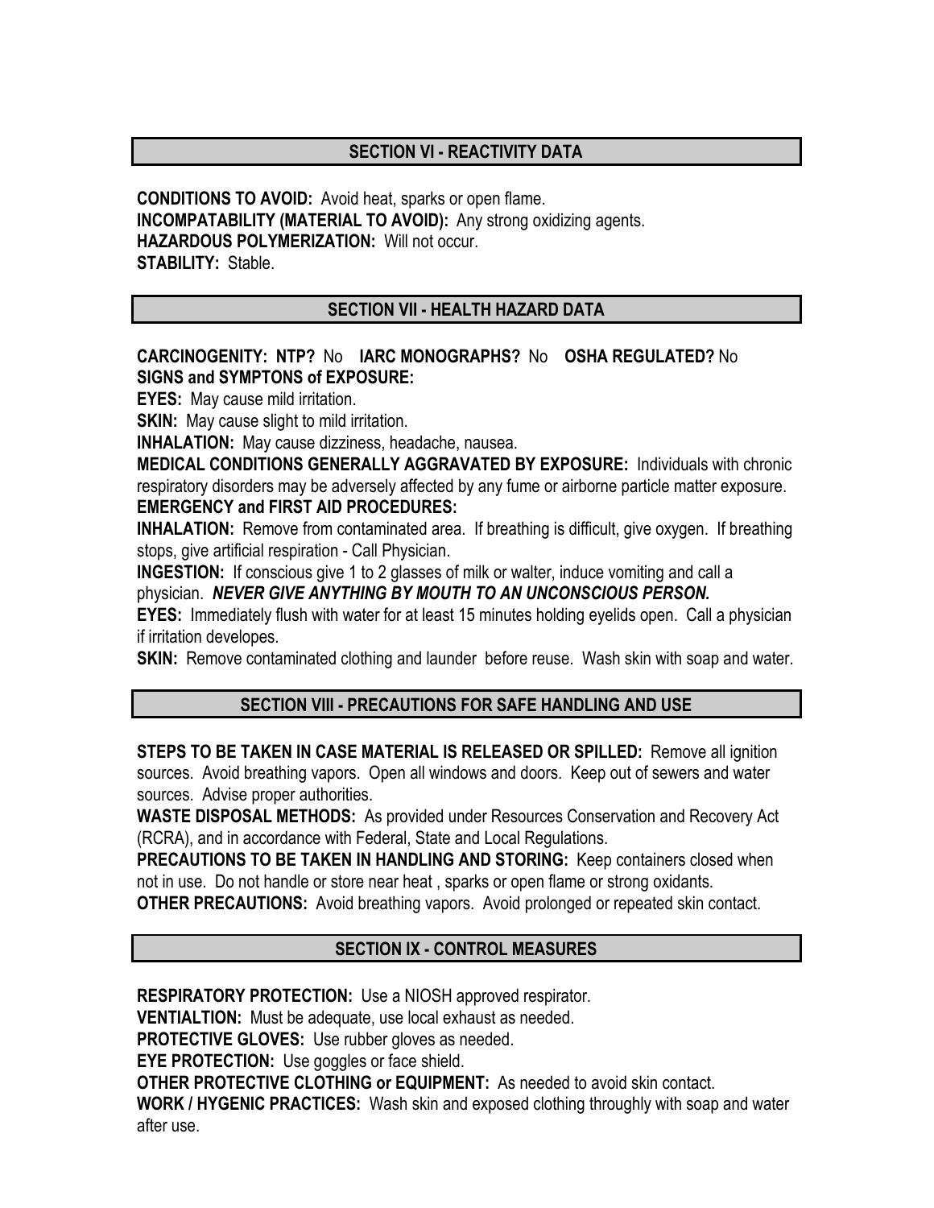## SECTION VI - REACTIVITY DATA

**CONDITIONS TO AVOID:** Avoid heat, sparks or open flame.
**INCOMPATABILITY (MATERIAL TO AVOID):** Any strong oxidizing agents.
**HAZARDOUS POLYMERIZATION:** Will not occur.
**STABILITY:** Stable.

## SECTION VII - HEALTH HAZARD DATA

**CARCINOGENITY: NTP?** No **IARC MONOGRAPHS?** No **OSHA REGULATED?** No
**SIGNS and SYMPTONS of EXPOSURE:**
**EYES:** May cause mild irritation.
**SKIN:** May cause slight to mild irritation.
**INHALATION:** May cause dizziness, headache, nausea.
**MEDICAL CONDITIONS GENERALLY AGGRAVATED BY EXPOSURE:** Individuals with chronic respiratory disorders may be adversely affected by any fume or airborne particle matter exposure.
**EMERGENCY and FIRST AID PROCEDURES:**
**INHALATION:** Remove from contaminated area. If breathing is difficult, give oxygen. If breathing stops, give artificial respiration - Call Physician.
**INGESTION:** If conscious give 1 to 2 glasses of milk or walter, induce vomiting and call a physician. ***NEVER GIVE ANYTHING BY MOUTH TO AN UNCONSCIOUS PERSON.***
**EYES:** Immediately flush with water for at least 15 minutes holding eyelids open. Call a physician if irritation developes.
**SKIN:** Remove contaminated clothing and launder before reuse. Wash skin with soap and water.

## SECTION VIII - PRECAUTIONS FOR SAFE HANDLING AND USE

**STEPS TO BE TAKEN IN CASE MATERIAL IS RELEASED OR SPILLED:** Remove all ignition sources. Avoid breathing vapors. Open all windows and doors. Keep out of sewers and water sources. Advise proper authorities.
**WASTE DISPOSAL METHODS:** As provided under Resources Conservation and Recovery Act (RCRA), and in accordance with Federal, State and Local Regulations.
**PRECAUTIONS TO BE TAKEN IN HANDLING AND STORING:** Keep containers closed when not in use. Do not handle or store near heat , sparks or open flame or strong oxidants.
**OTHER PRECAUTIONS:** Avoid breathing vapors. Avoid prolonged or repeated skin contact.

## SECTION IX - CONTROL MEASURES

**RESPIRATORY PROTECTION:** Use a NIOSH approved respirator.
**VENTIALTION:** Must be adequate, use local exhaust as needed.
**PROTECTIVE GLOVES:** Use rubber gloves as needed.
**EYE PROTECTION:** Use goggles or face shield.
**OTHER PROTECTIVE CLOTHING or EQUIPMENT:** As needed to avoid skin contact.
**WORK / HYGENIC PRACTICES:** Wash skin and exposed clothing throughly with soap and water after use.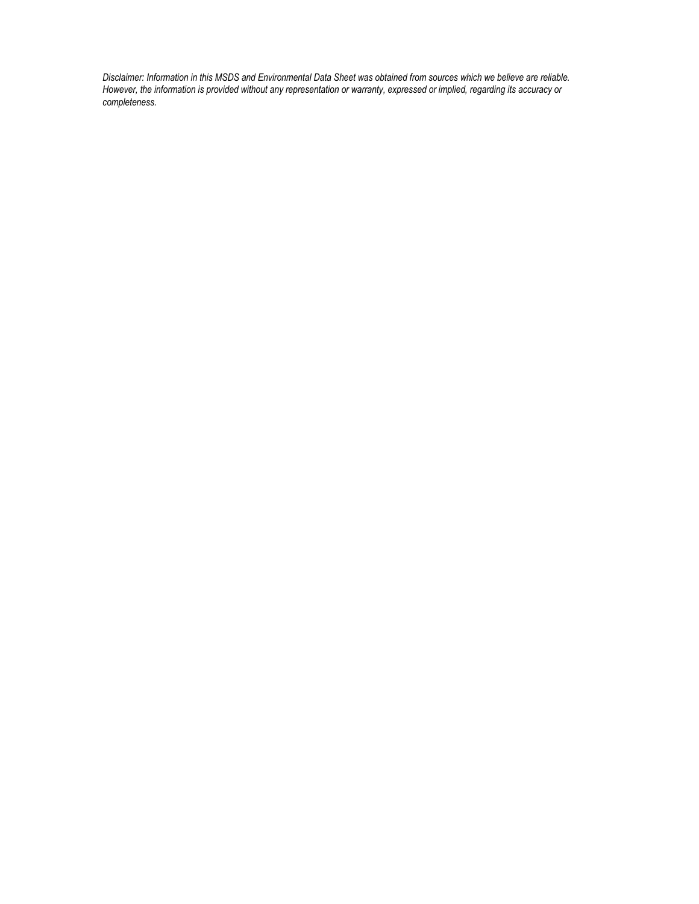*Disclaimer: Information in this MSDS and Environmental Data Sheet was obtained from sources which we believe are reliable. However, the information is provided without any representation or warranty, expressed or implied, regarding its accuracy or completeness.*